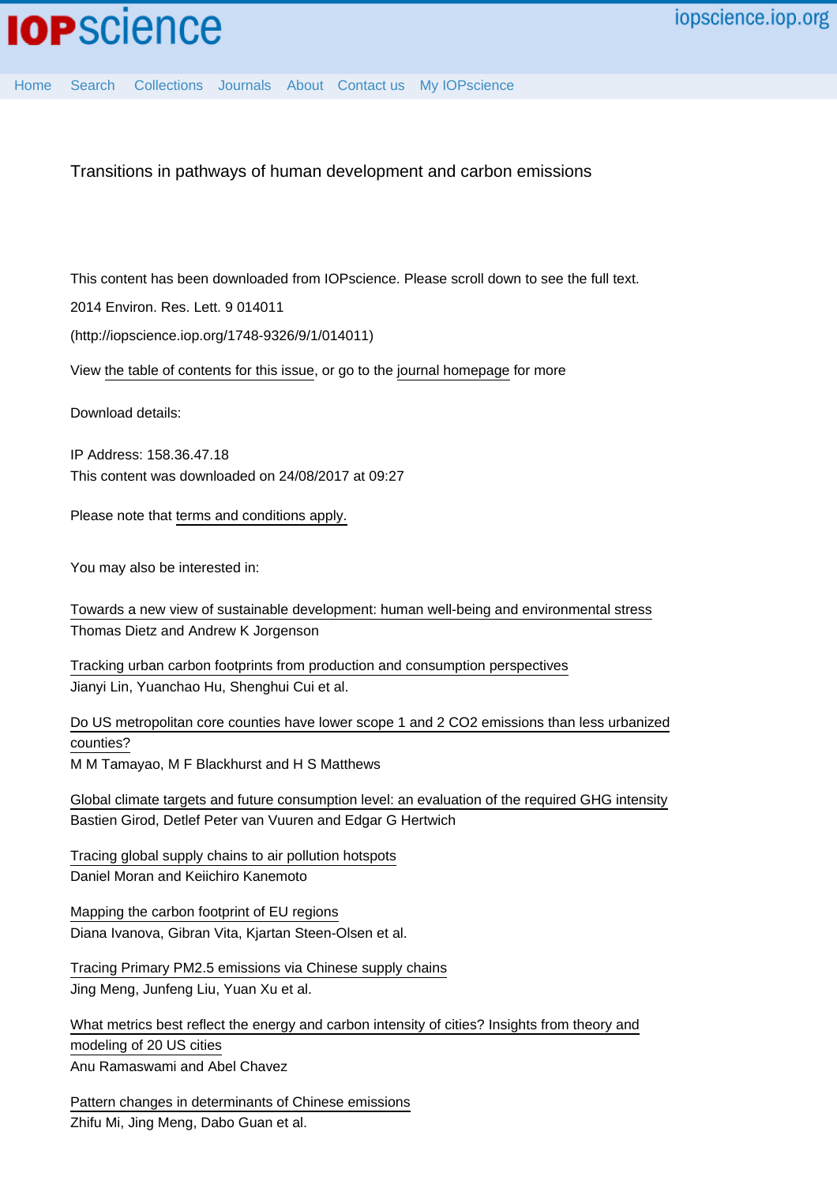# Transitions in pathways of human development and carbon emissions

This content has been downloaded from IOPscience. Please scroll down to see the full text.

2014 Environ. Res. Lett. 9 014011

(http://iopscience.iop.org/1748-9326/9/1/014011)

View the table of contents for this issue, or go to the journal homepage for more

Download details:

IP Address: 158.36.47.18

This content was downloaded on 24/08/2017 at 09:27

Please note that terms and conditions apply.

You may also be interested in:

Towards a new view of sustainable development: human well-being and environmental stress
Thomas Dietz and Andrew K Jorgenson

Tracking urban carbon footprints from production and consumption perspectives
Jianyi Lin, Yuanchao Hu, Shenghui Cui et al.

Do US metropolitan core counties have lower scope 1 and 2 CO2 emissions than less urbanized counties?
M M Tamayao, M F Blackhurst and H S Matthews

Global climate targets and future consumption level: an evaluation of the required GHG intensity
Bastien Girod, Detlef Peter van Vuuren and Edgar G Hertwich

Tracing global supply chains to air pollution hotspots
Daniel Moran and Keiichiro Kanemoto

Mapping the carbon footprint of EU regions
Diana Ivanova, Gibran Vita, Kjartan Steen-Olsen et al.

Tracing Primary PM2.5 emissions via Chinese supply chains
Jing Meng, Junfeng Liu, Yuan Xu et al.

What metrics best reflect the energy and carbon intensity of cities? Insights from theory and modeling of 20 US cities
Anu Ramaswami and Abel Chavez

Pattern changes in determinants of Chinese emissions
Zhifu Mi, Jing Meng, Dabo Guan et al.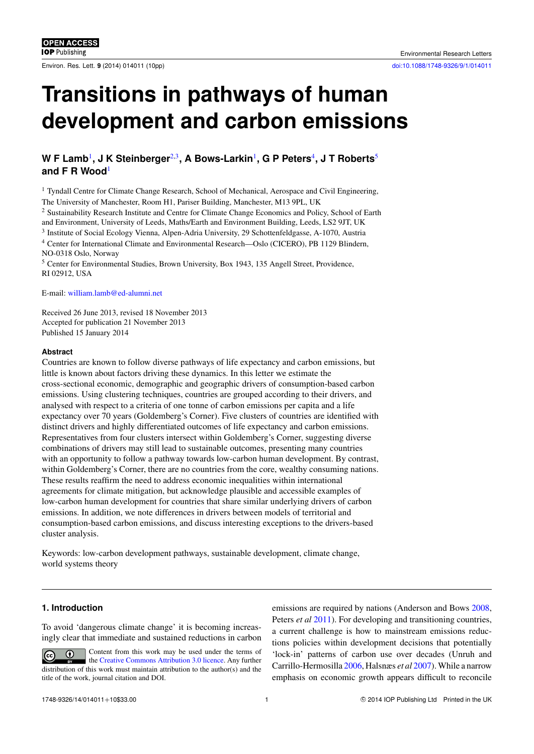# Transitions in pathways of human development and carbon emissions

**W F Lamb[1], J K Steinberger[2,3], A Bows-Larkin[1], G P Peters[4], J T Roberts[5] and F R Wood[1]**

[1] Tyndall Centre for Climate Change Research, School of Mechanical, Aerospace and Civil Engineering, The University of Manchester, Room H1, Pariser Building, Manchester, M13 9PL, UK

[2] Sustainability Research Institute and Centre for Climate Change Economics and Policy, School of Earth and Environment, University of Leeds, Maths/Earth and Environment Building, Leeds, LS2 9JT, UK

[3] Institute of Social Ecology Vienna, Alpen-Adria University, 29 Schottenfeldgasse, A-1070, Austria

[4] Center for International Climate and Environmental Research—Oslo (CICERO), PB 1129 Blindern, NO-0318 Oslo, Norway

[5] Center for Environmental Studies, Brown University, Box 1943, 135 Angell Street, Providence, RI 02912, USA

E-mail: william.lamb@ed-alumni.net

Received 26 June 2013, revised 18 November 2013
Accepted for publication 21 November 2013
Published 15 January 2014

## Abstract

Countries are known to follow diverse pathways of life expectancy and carbon emissions, but little is known about factors driving these dynamics. In this letter we estimate the cross-sectional economic, demographic and geographic drivers of consumption-based carbon emissions. Using clustering techniques, countries are grouped according to their drivers, and analysed with respect to a criteria of one tonne of carbon emissions per capita and a life expectancy over 70 years (Goldemberg's Corner). Five clusters of countries are identified with distinct drivers and highly differentiated outcomes of life expectancy and carbon emissions. Representatives from four clusters intersect within Goldemberg's Corner, suggesting diverse combinations of drivers may still lead to sustainable outcomes, presenting many countries with an opportunity to follow a pathway towards low-carbon human development. By contrast, within Goldemberg's Corner, there are no countries from the core, wealthy consuming nations. These results reaffirm the need to address economic inequalities within international agreements for climate mitigation, but acknowledge plausible and accessible examples of low-carbon human development for countries that share similar underlying drivers of carbon emissions. In addition, we note differences in drivers between models of territorial and consumption-based carbon emissions, and discuss interesting exceptions to the drivers-based cluster analysis.

Keywords: low-carbon development pathways, sustainable development, climate change, world systems theory

## 1. Introduction

To avoid 'dangerous climate change' it is becoming increasingly clear that immediate and sustained reductions in carbon emissions are required by nations (Anderson and Bows 2008, Peters *et al* 2011). For developing and transitioning countries, a current challenge is how to mainstream emissions reductions policies within development decisions that potentially 'lock-in' patterns of carbon use over decades (Unruh and Carrillo-Hermosilla 2006, Halsnæs *et al* 2007). While a narrow emphasis on economic growth appears difficult to reconcile

Content from this work may be used under the terms of the Creative Commons Attribution 3.0 licence. Any further distribution of this work must maintain attribution to the author(s) and the title of the work, journal citation and DOI.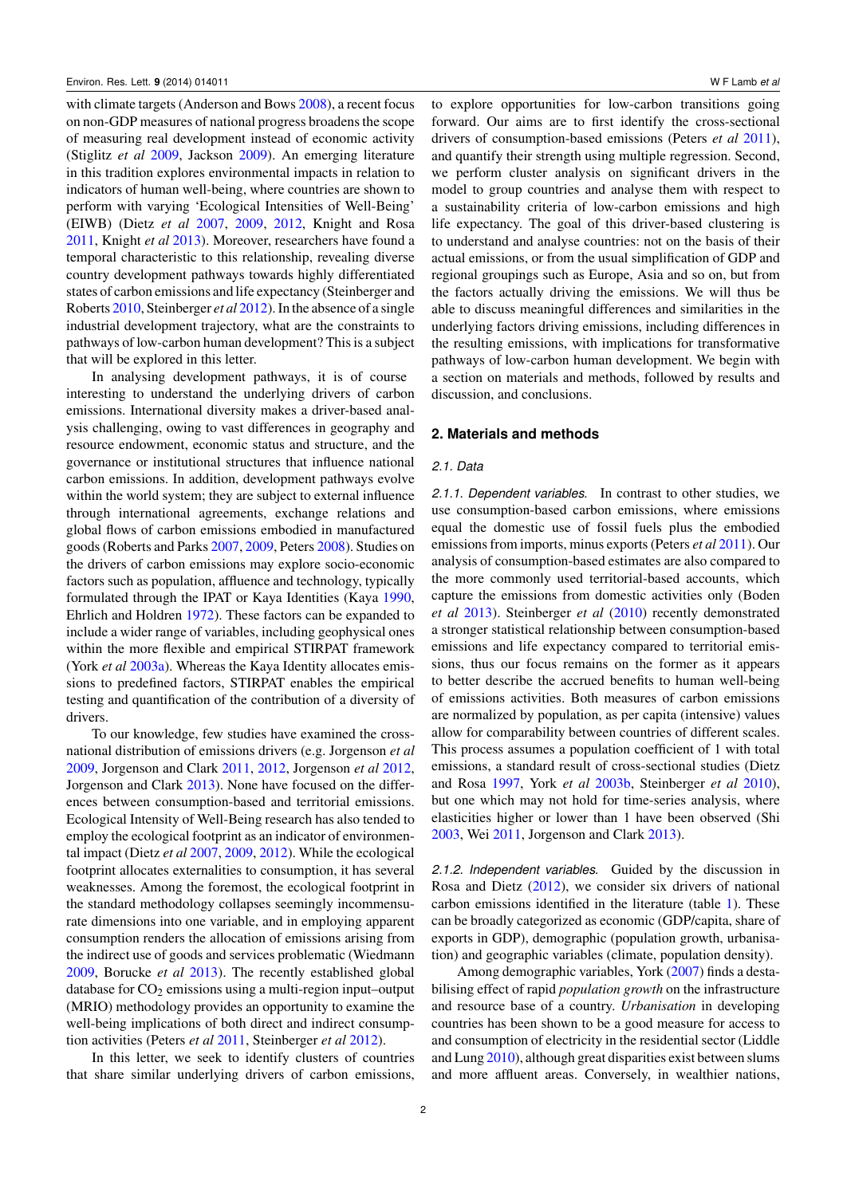with climate targets (Anderson and Bows 2008), a recent focus on non-GDP measures of national progress broadens the scope of measuring real development instead of economic activity (Stiglitz *et al* 2009, Jackson 2009). An emerging literature in this tradition explores environmental impacts in relation to indicators of human well-being, where countries are shown to perform with varying 'Ecological Intensities of Well-Being' (EIWB) (Dietz *et al* 2007, 2009, 2012, Knight and Rosa 2011, Knight *et al* 2013). Moreover, researchers have found a temporal characteristic to this relationship, revealing diverse country development pathways towards highly differentiated states of carbon emissions and life expectancy (Steinberger and Roberts 2010, Steinberger *et al* 2012). In the absence of a single industrial development trajectory, what are the constraints to pathways of low-carbon human development? This is a subject that will be explored in this letter.

In analysing development pathways, it is of course interesting to understand the underlying drivers of carbon emissions. International diversity makes a driver-based analysis challenging, owing to vast differences in geography and resource endowment, economic status and structure, and the governance or institutional structures that influence national carbon emissions. In addition, development pathways evolve within the world system; they are subject to external influence through international agreements, exchange relations and global flows of carbon emissions embodied in manufactured goods (Roberts and Parks 2007, 2009, Peters 2008). Studies on the drivers of carbon emissions may explore socio-economic factors such as population, affluence and technology, typically formulated through the IPAT or Kaya Identities (Kaya 1990, Ehrlich and Holdren 1972). These factors can be expanded to include a wider range of variables, including geophysical ones within the more flexible and empirical STIRPAT framework (York *et al* 2003a). Whereas the Kaya Identity allocates emissions to predefined factors, STIRPAT enables the empirical testing and quantification of the contribution of a diversity of drivers.

To our knowledge, few studies have examined the cross-national distribution of emissions drivers (e.g. Jorgenson *et al* 2009, Jorgenson and Clark 2011, 2012, Jorgenson *et al* 2012, Jorgenson and Clark 2013). None have focused on the differences between consumption-based and territorial emissions. Ecological Intensity of Well-Being research has also tended to employ the ecological footprint as an indicator of environmental impact (Dietz *et al* 2007, 2009, 2012). While the ecological footprint allocates externalities to consumption, it has several weaknesses. Among the foremost, the ecological footprint in the standard methodology collapses seemingly incommensurate dimensions into one variable, and in employing apparent consumption renders the allocation of emissions arising from the indirect use of goods and services problematic (Wiedmann 2009, Borucke *et al* 2013). The recently established global database for $CO_2$ emissions using a multi-region input–output (MRIO) methodology provides an opportunity to examine the well-being implications of both direct and indirect consumption activities (Peters *et al* 2011, Steinberger *et al* 2012).

In this letter, we seek to identify clusters of countries that share similar underlying drivers of carbon emissions, to explore opportunities for low-carbon transitions going forward. Our aims are to first identify the cross-sectional drivers of consumption-based emissions (Peters *et al* 2011), and quantify their strength using multiple regression. Second, we perform cluster analysis on significant drivers in the model to group countries and analyse them with respect to a sustainability criteria of low-carbon emissions and high life expectancy. The goal of this driver-based clustering is to understand and analyse countries: not on the basis of their actual emissions, or from the usual simplification of GDP and regional groupings such as Europe, Asia and so on, but from the factors actually driving the emissions. We will thus be able to discuss meaningful differences and similarities in the underlying factors driving emissions, including differences in the resulting emissions, with implications for transformative pathways of low-carbon human development. We begin with a section on materials and methods, followed by results and discussion, and conclusions.

## 2. Materials and methods

### 2.1. Data

*2.1.1. Dependent variables.* In contrast to other studies, we use consumption-based carbon emissions, where emissions equal the domestic use of fossil fuels plus the embodied emissions from imports, minus exports (Peters *et al* 2011). Our analysis of consumption-based estimates are also compared to the more commonly used territorial-based accounts, which capture the emissions from domestic activities only (Boden *et al* 2013). Steinberger *et al* (2010) recently demonstrated a stronger statistical relationship between consumption-based emissions and life expectancy compared to territorial emissions, thus our focus remains on the former as it appears to better describe the accrued benefits to human well-being of emissions activities. Both measures of carbon emissions are normalized by population, as per capita (intensive) values allow for comparability between countries of different scales. This process assumes a population coefficient of 1 with total emissions, a standard result of cross-sectional studies (Dietz and Rosa 1997, York *et al* 2003b, Steinberger *et al* 2010), but one which may not hold for time-series analysis, where elasticities higher or lower than 1 have been observed (Shi 2003, Wei 2011, Jorgenson and Clark 2013).

*2.1.2. Independent variables.* Guided by the discussion in Rosa and Dietz (2012), we consider six drivers of national carbon emissions identified in the literature (table 1). These can be broadly categorized as economic (GDP/capita, share of exports in GDP), demographic (population growth, urbanisation) and geographic variables (climate, population density).

Among demographic variables, York (2007) finds a destabilising effect of rapid *population growth* on the infrastructure and resource base of a country. *Urbanisation* in developing countries has been shown to be a good measure for access to and consumption of electricity in the residential sector (Liddle and Lung 2010), although great disparities exist between slums and more affluent areas. Conversely, in wealthier nations,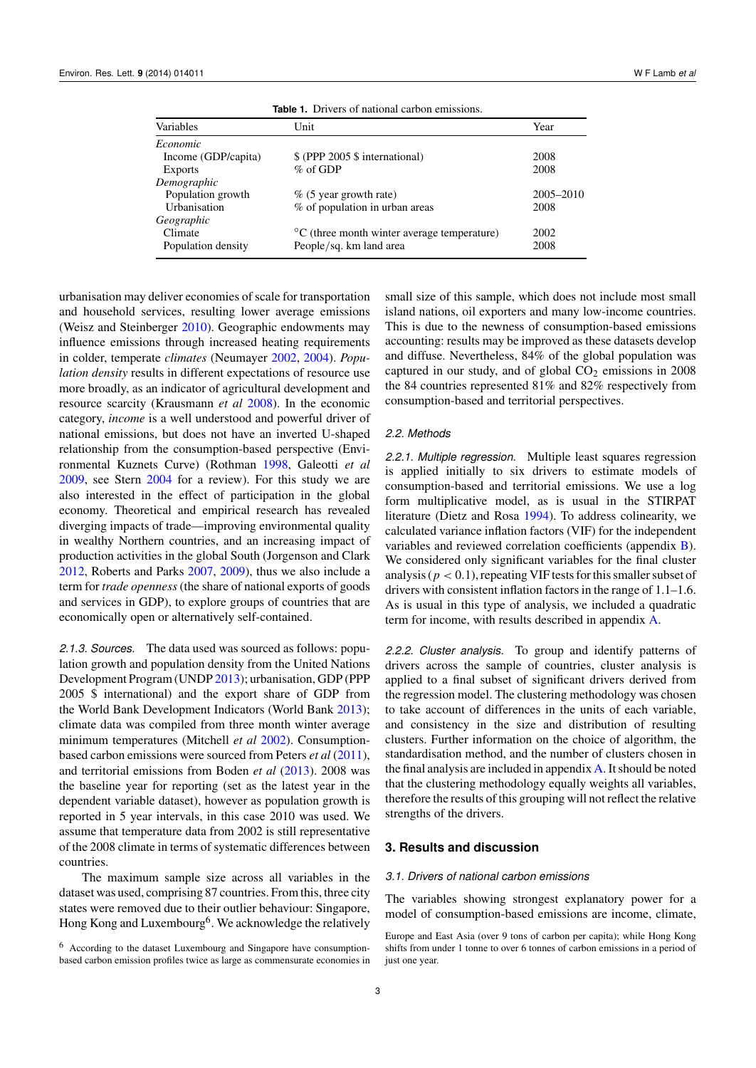**Table 1.** Drivers of national carbon emissions.

| Variables | Unit | Year |
|---|---|---|
| *Economic* | | |
| Income (GDP/capita) | $ (PPP 2005 $ international) | 2008 |
| Exports | % of GDP | 2008 |
| *Demographic* | | |
| Population growth | % (5 year growth rate) | 2005–2010 |
| Urbanisation | % of population in urban areas | 2008 |
| *Geographic* | | |
| Climate | °C (three month winter average temperature) | 2002 |
| Population density | People/sq. km land area | 2008 |

urbanisation may deliver economies of scale for transportation and household services, resulting lower average emissions (Weisz and Steinberger 2010). Geographic endowments may influence emissions through increased heating requirements in colder, temperate *climates* (Neumayer 2002, 2004). *Population density* results in different expectations of resource use more broadly, as an indicator of agricultural development and resource scarcity (Krausmann *et al* 2008). In the economic category, *income* is a well understood and powerful driver of national emissions, but does not have an inverted U-shaped relationship from the consumption-based perspective (Environmental Kuznets Curve) (Rothman 1998, Galeotti *et al* 2009, see Stern 2004 for a review). For this study we are also interested in the effect of participation in the global economy. Theoretical and empirical research has revealed diverging impacts of trade—improving environmental quality in wealthy Northern countries, and an increasing impact of production activities in the global South (Jorgenson and Clark 2012, Roberts and Parks 2007, 2009), thus we also include a term for *trade openness* (the share of national exports of goods and services in GDP), to explore groups of countries that are economically open or alternatively self-contained.

*2.1.3. Sources.* The data used was sourced as follows: population growth and population density from the United Nations Development Program (UNDP 2013); urbanisation, GDP (PPP 2005 $ international) and the export share of GDP from the World Bank Development Indicators (World Bank 2013); climate data was compiled from three month winter average minimum temperatures (Mitchell *et al* 2002). Consumption-based carbon emissions were sourced from Peters *et al* (2011), and territorial emissions from Boden *et al* (2013). 2008 was the baseline year for reporting (set as the latest year in the dependent variable dataset), however as population growth is reported in 5 year intervals, in this case 2010 was used. We assume that temperature data from 2002 is still representative of the 2008 climate in terms of systematic differences between countries.

The maximum sample size across all variables in the dataset was used, comprising 87 countries. From this, three city states were removed due to their outlier behaviour: Singapore, Hong Kong and Luxembourg[6]. We acknowledge the relatively small size of this sample, which does not include most small island nations, oil exporters and many low-income countries. This is due to the newness of consumption-based emissions accounting: results may be improved as these datasets develop and diffuse. Nevertheless, 84% of the global population was captured in our study, and of global $CO_2$ emissions in 2008 the 84 countries represented 81% and 82% respectively from consumption-based and territorial perspectives.

### 2.2. Methods

*2.2.1. Multiple regression.* Multiple least squares regression is applied initially to six drivers to estimate models of consumption-based and territorial emissions. We use a log form multiplicative model, as is usual in the STIRPAT literature (Dietz and Rosa 1994). To address colinearity, we calculated variance inflation factors (VIF) for the independent variables and reviewed correlation coefficients (appendix B). We considered only significant variables for the final cluster analysis ($p < 0.1$), repeating VIF tests for this smaller subset of drivers with consistent inflation factors in the range of 1.1–1.6. As is usual in this type of analysis, we included a quadratic term for income, with results described in appendix A.

*2.2.2. Cluster analysis.* To group and identify patterns of drivers across the sample of countries, cluster analysis is applied to a final subset of significant drivers derived from the regression model. The clustering methodology was chosen to take account of differences in the units of each variable, and consistency in the size and distribution of resulting clusters. Further information on the choice of algorithm, the standardisation method, and the number of clusters chosen in the final analysis are included in appendix A. It should be noted that the clustering methodology equally weights all variables, therefore the results of this grouping will not reflect the relative strengths of the drivers.

## 3. Results and discussion

### 3.1. Drivers of national carbon emissions

The variables showing strongest explanatory power for a model of consumption-based emissions are income, climate,

[6] According to the dataset Luxembourg and Singapore have consumption-based carbon emission profiles twice as large as commensurate economies in Europe and East Asia (over 9 tons of carbon per capita); while Hong Kong shifts from under 1 tonne to over 6 tonnes of carbon emissions in a period of just one year.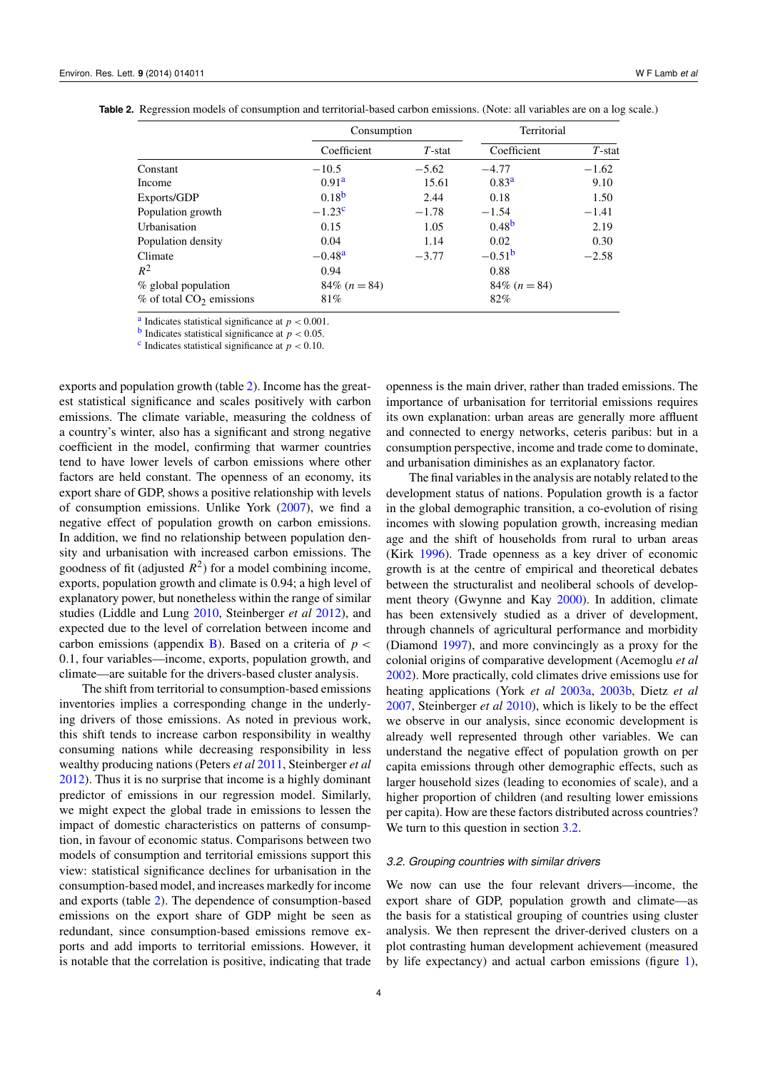**Table 2.** Regression models of consumption and territorial-based carbon emissions. (Note: all variables are on a log scale.)

| | Consumption | | Territorial | |
|---|---|---|---|---|
| | Coefficient | $T$-stat | Coefficient | $T$-stat |
| Constant | −10.5 | −5.62 | −4.77 | −1.62 |
| Income | 0.91[a] | 15.61 | 0.83[a] | 9.10 |
| Exports/GDP | 0.18[b] | 2.44 | 0.18 | 1.50 |
| Population growth | −1.23[c] | −1.78 | −1.54 | −1.41 |
| Urbanisation | 0.15 | 1.05 | 0.48[b] | 2.19 |
| Population density | 0.04 | 1.14 | 0.02 | 0.30 |
| Climate | −0.48[a] | −3.77 | −0.51[b] | −2.58 |
| $R^2$ | 0.94 | | 0.88 | |
| % global population | 84% ($n = 84$) | | 84% ($n = 84$) | |
| % of total $CO_2$ emissions | 81% | | 82% | |

[a] Indicates statistical significance at $p < 0.001$.
[b] Indicates statistical significance at $p < 0.05$.
[c] Indicates statistical significance at $p < 0.10$.

exports and population growth (table 2). Income has the greatest statistical significance and scales positively with carbon emissions. The climate variable, measuring the coldness of a country's winter, also has a significant and strong negative coefficient in the model, confirming that warmer countries tend to have lower levels of carbon emissions where other factors are held constant. The openness of an economy, its export share of GDP, shows a positive relationship with levels of consumption emissions. Unlike York (2007), we find a negative effect of population growth on carbon emissions. In addition, we find no relationship between population density and urbanisation with increased carbon emissions. The goodness of fit (adjusted $R^2$) for a model combining income, exports, population growth and climate is 0.94; a high level of explanatory power, but nonetheless within the range of similar studies (Liddle and Lung 2010, Steinberger *et al* 2012), and expected due to the level of correlation between income and carbon emissions (appendix B). Based on a criteria of $p < 0.1$, four variables—income, exports, population growth, and climate—are suitable for the drivers-based cluster analysis.

The shift from territorial to consumption-based emissions inventories implies a corresponding change in the underlying drivers of those emissions. As noted in previous work, this shift tends to increase carbon responsibility in wealthy consuming nations while decreasing responsibility in less wealthy producing nations (Peters *et al* 2011, Steinberger *et al* 2012). Thus it is no surprise that income is a highly dominant predictor of emissions in our regression model. Similarly, we might expect the global trade in emissions to lessen the impact of domestic characteristics on patterns of consumption, in favour of economic status. Comparisons between two models of consumption and territorial emissions support this view: statistical significance declines for urbanisation in the consumption-based model, and increases markedly for income and exports (table 2). The dependence of consumption-based emissions on the export share of GDP might be seen as redundant, since consumption-based emissions remove exports and add imports to territorial emissions. However, it is notable that the correlation is positive, indicating that trade openness is the main driver, rather than traded emissions. The importance of urbanisation for territorial emissions requires its own explanation: urban areas are generally more affluent and connected to energy networks, ceteris paribus: but in a consumption perspective, income and trade come to dominate, and urbanisation diminishes as an explanatory factor.

The final variables in the analysis are notably related to the development status of nations. Population growth is a factor in the global demographic transition, a co-evolution of rising incomes with slowing population growth, increasing median age and the shift of households from rural to urban areas (Kirk 1996). Trade openness as a key driver of economic growth is at the centre of empirical and theoretical debates between the structuralist and neoliberal schools of development theory (Gwynne and Kay 2000). In addition, climate has been extensively studied as a driver of development, through channels of agricultural performance and morbidity (Diamond 1997), and more convincingly as a proxy for the colonial origins of comparative development (Acemoglu *et al* 2002). More practically, cold climates drive emissions use for heating applications (York *et al* 2003a, 2003b, Dietz *et al* 2007, Steinberger *et al* 2010), which is likely to be the effect we observe in our analysis, since economic development is already well represented through other variables. We can understand the negative effect of population growth on per capita emissions through other demographic effects, such as larger household sizes (leading to economies of scale), and a higher proportion of children (and resulting lower emissions per capita). How are these factors distributed across countries? We turn to this question in section 3.2.

### 3.2. Grouping countries with similar drivers

We now can use the four relevant drivers—income, the export share of GDP, population growth and climate—as the basis for a statistical grouping of countries using cluster analysis. We then represent the driver-derived clusters on a plot contrasting human development achievement (measured by life expectancy) and actual carbon emissions (figure 1),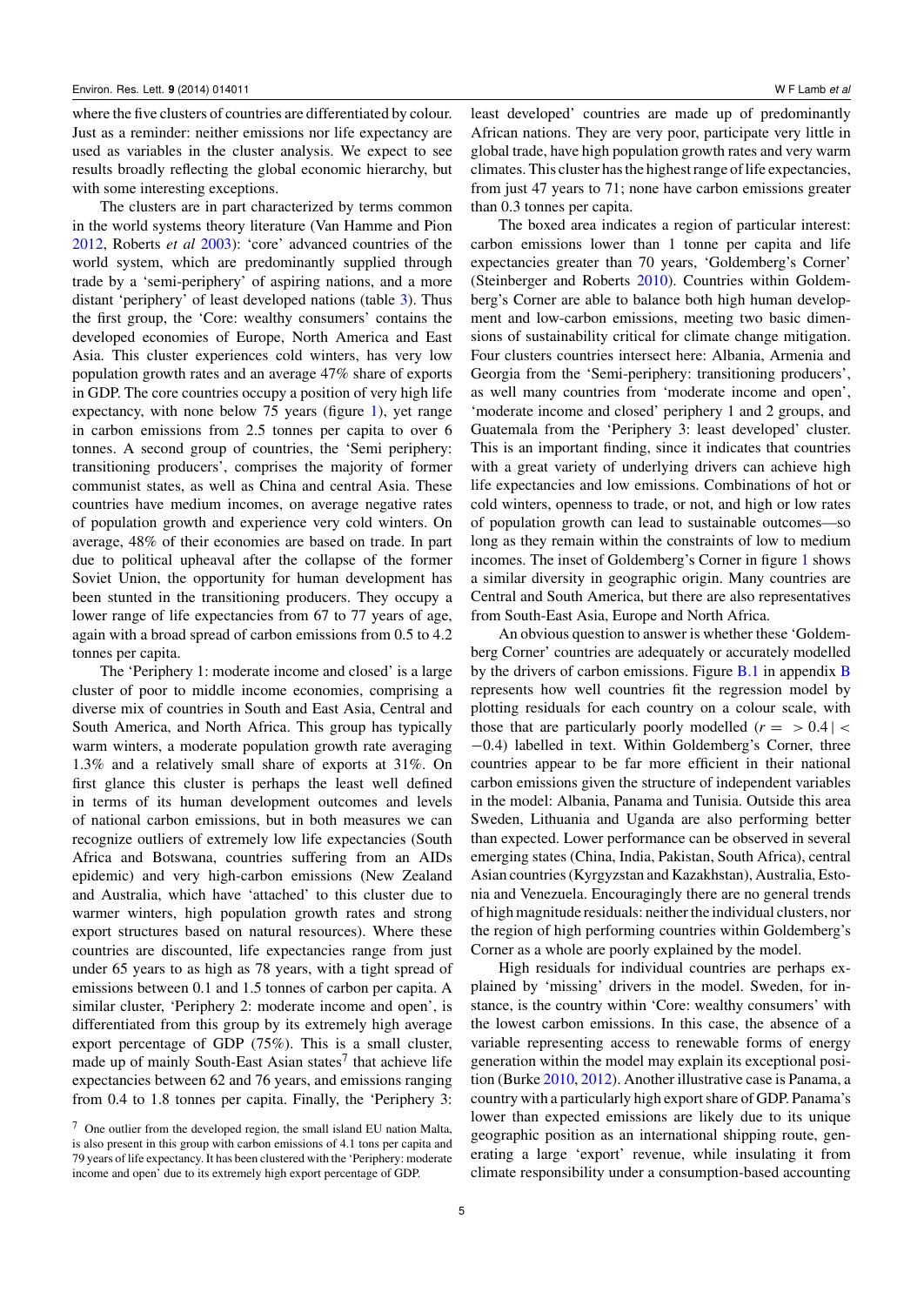where the five clusters of countries are differentiated by colour. Just as a reminder: neither emissions nor life expectancy are used as variables in the cluster analysis. We expect to see results broadly reflecting the global economic hierarchy, but with some interesting exceptions.

The clusters are in part characterized by terms common in the world systems theory literature (Van Hamme and Pion 2012, Roberts *et al* 2003): 'core' advanced countries of the world system, which are predominantly supplied through trade by a 'semi-periphery' of aspiring nations, and a more distant 'periphery' of least developed nations (table 3). Thus the first group, the 'Core: wealthy consumers' contains the developed economies of Europe, North America and East Asia. This cluster experiences cold winters, has very low population growth rates and an average 47% share of exports in GDP. The core countries occupy a position of very high life expectancy, with none below 75 years (figure 1), yet range in carbon emissions from 2.5 tonnes per capita to over 6 tonnes. A second group of countries, the 'Semi periphery: transitioning producers', comprises the majority of former communist states, as well as China and central Asia. These countries have medium incomes, on average negative rates of population growth and experience very cold winters. On average, 48% of their economies are based on trade. In part due to political upheaval after the collapse of the former Soviet Union, the opportunity for human development has been stunted in the transitioning producers. They occupy a lower range of life expectancies from 67 to 77 years of age, again with a broad spread of carbon emissions from 0.5 to 4.2 tonnes per capita.

The 'Periphery 1: moderate income and closed' is a large cluster of poor to middle income economies, comprising a diverse mix of countries in South and East Asia, Central and South America, and North Africa. This group has typically warm winters, a moderate population growth rate averaging 1.3% and a relatively small share of exports at 31%. On first glance this cluster is perhaps the least well defined in terms of its human development outcomes and levels of national carbon emissions, but in both measures we can recognize outliers of extremely low life expectancies (South Africa and Botswana, countries suffering from an AIDs epidemic) and very high-carbon emissions (New Zealand and Australia, which have 'attached' to this cluster due to warmer winters, high population growth rates and strong export structures based on natural resources). Where these countries are discounted, life expectancies range from just under 65 years to as high as 78 years, with a tight spread of emissions between 0.1 and 1.5 tonnes of carbon per capita. A similar cluster, 'Periphery 2: moderate income and open', is differentiated from this group by its extremely high average export percentage of GDP (75%). This is a small cluster, made up of mainly South-East Asian states[7] that achieve life expectancies between 62 and 76 years, and emissions ranging from 0.4 to 1.8 tonnes per capita. Finally, the 'Periphery 3: least developed' countries are made up of predominantly African nations. They are very poor, participate very little in global trade, have high population growth rates and very warm climates. This cluster has the highest range of life expectancies, from just 47 years to 71; none have carbon emissions greater than 0.3 tonnes per capita.

The boxed area indicates a region of particular interest: carbon emissions lower than 1 tonne per capita and life expectancies greater than 70 years, 'Goldemberg's Corner' (Steinberger and Roberts 2010). Countries within Goldemberg's Corner are able to balance both high human development and low-carbon emissions, meeting two basic dimensions of sustainability critical for climate change mitigation. Four clusters countries intersect here: Albania, Armenia and Georgia from the 'Semi-periphery: transitioning producers', as well many countries from 'moderate income and open', 'moderate income and closed' periphery 1 and 2 groups, and Guatemala from the 'Periphery 3: least developed' cluster. This is an important finding, since it indicates that countries with a great variety of underlying drivers can achieve high life expectancies and low emissions. Combinations of hot or cold winters, openness to trade, or not, and high or low rates of population growth can lead to sustainable outcomes—so long as they remain within the constraints of low to medium incomes. The inset of Goldemberg's Corner in figure 1 shows a similar diversity in geographic origin. Many countries are Central and South America, but there are also representatives from South-East Asia, Europe and North Africa.

An obvious question to answer is whether these 'Goldemberg Corner' countries are adequately or accurately modelled by the drivers of carbon emissions. Figure B.1 in appendix B represents how well countries fit the regression model by plotting residuals for each country on a colour scale, with those that are particularly poorly modelled ($r = > 0.4 \mid < -0.4$) labelled in text. Within Goldemberg's Corner, three countries appear to be far more efficient in their national carbon emissions given the structure of independent variables in the model: Albania, Panama and Tunisia. Outside this area Sweden, Lithuania and Uganda are also performing better than expected. Lower performance can be observed in several emerging states (China, India, Pakistan, South Africa), central Asian countries (Kyrgyzstan and Kazakhstan), Australia, Estonia and Venezuela. Encouragingly there are no general trends of high magnitude residuals: neither the individual clusters, nor the region of high performing countries within Goldemberg's Corner as a whole are poorly explained by the model.

High residuals for individual countries are perhaps explained by 'missing' drivers in the model. Sweden, for instance, is the country within 'Core: wealthy consumers' with the lowest carbon emissions. In this case, the absence of a variable representing access to renewable forms of energy generation within the model may explain its exceptional position (Burke 2010, 2012). Another illustrative case is Panama, a country with a particularly high export share of GDP. Panama's lower than expected emissions are likely due to its unique geographic position as an international shipping route, generating a large 'export' revenue, while insulating it from climate responsibility under a consumption-based accounting

[7] One outlier from the developed region, the small island EU nation Malta, is also present in this group with carbon emissions of 4.1 tons per capita and 79 years of life expectancy. It has been clustered with the 'Periphery: moderate income and open' due to its extremely high export percentage of GDP.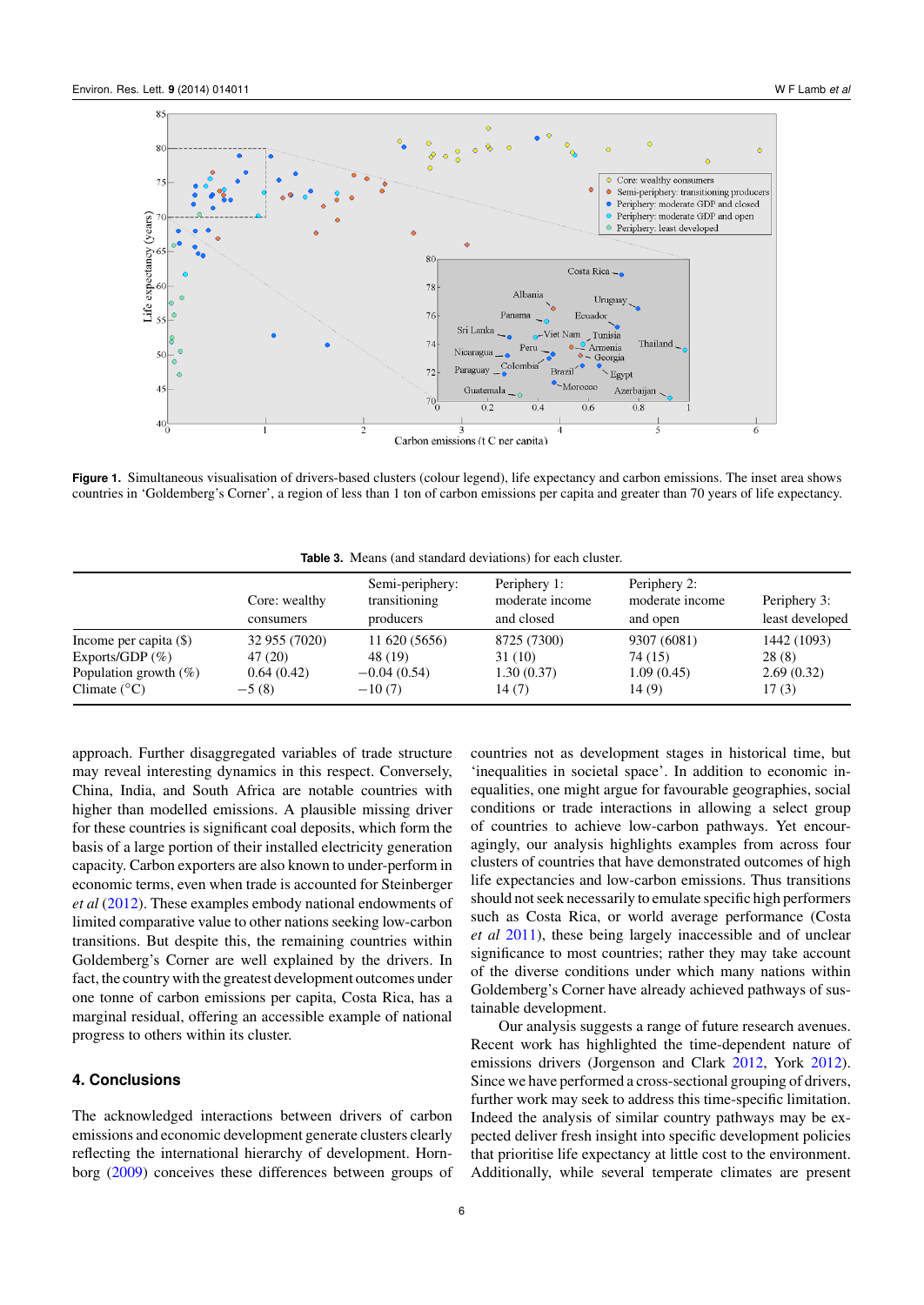**Figure 1.** Simultaneous visualisation of drivers-based clusters (colour legend), life expectancy and carbon emissions. The inset area shows countries in 'Goldemberg's Corner', a region of less than 1 ton of carbon emissions per capita and greater than 70 years of life expectancy.

**Table 3.** Means (and standard deviations) for each cluster.

| | Core: wealthy consumers | Semi-periphery: transitioning producers | Periphery 1: moderate income and closed | Periphery 2: moderate income and open | Periphery 3: least developed |
|---|---|---|---|---|---|
| Income per capita ($) | 32 955 (7020) | 11 620 (5656) | 8725 (7300) | 9307 (6081) | 1442 (1093) |
| Exports/GDP (%) | 47 (20) | 48 (19) | 31 (10) | 74 (15) | 28 (8) |
| Population growth (%) | 0.64 (0.42) | −0.04 (0.54) | 1.30 (0.37) | 1.09 (0.45) | 2.69 (0.32) |
| Climate (°C) | −5 (8) | −10 (7) | 14 (7) | 14 (9) | 17 (3) |

approach. Further disaggregated variables of trade structure may reveal interesting dynamics in this respect. Conversely, China, India, and South Africa are notable countries with higher than modelled emissions. A plausible missing driver for these countries is significant coal deposits, which form the basis of a large portion of their installed electricity generation capacity. Carbon exporters are also known to under-perform in economic terms, even when trade is accounted for Steinberger *et al* (2012). These examples embody national endowments of limited comparative value to other nations seeking low-carbon transitions. But despite this, the remaining countries within Goldemberg's Corner are well explained by the drivers. In fact, the country with the greatest development outcomes under one tonne of carbon emissions per capita, Costa Rica, has a marginal residual, offering an accessible example of national progress to others within its cluster.

## 4. Conclusions

The acknowledged interactions between drivers of carbon emissions and economic development generate clusters clearly reflecting the international hierarchy of development. Hornborg (2009) conceives these differences between groups of countries not as development stages in historical time, but 'inequalities in societal space'. In addition to economic inequalities, one might argue for favourable geographies, social conditions or trade interactions in allowing a select group of countries to achieve low-carbon pathways. Yet encouragingly, our analysis highlights examples from across four clusters of countries that have demonstrated outcomes of high life expectancies and low-carbon emissions. Thus transitions should not seek necessarily to emulate specific high performers such as Costa Rica, or world average performance (Costa *et al* 2011), these being largely inaccessible and of unclear significance to most countries; rather they may take account of the diverse conditions under which many nations within Goldemberg's Corner have already achieved pathways of sustainable development.

Our analysis suggests a range of future research avenues. Recent work has highlighted the time-dependent nature of emissions drivers (Jorgenson and Clark 2012, York 2012). Since we have performed a cross-sectional grouping of drivers, further work may seek to address this time-specific limitation. Indeed the analysis of similar country pathways may be expected deliver fresh insight into specific development policies that prioritise life expectancy at little cost to the environment. Additionally, while several temperate climates are present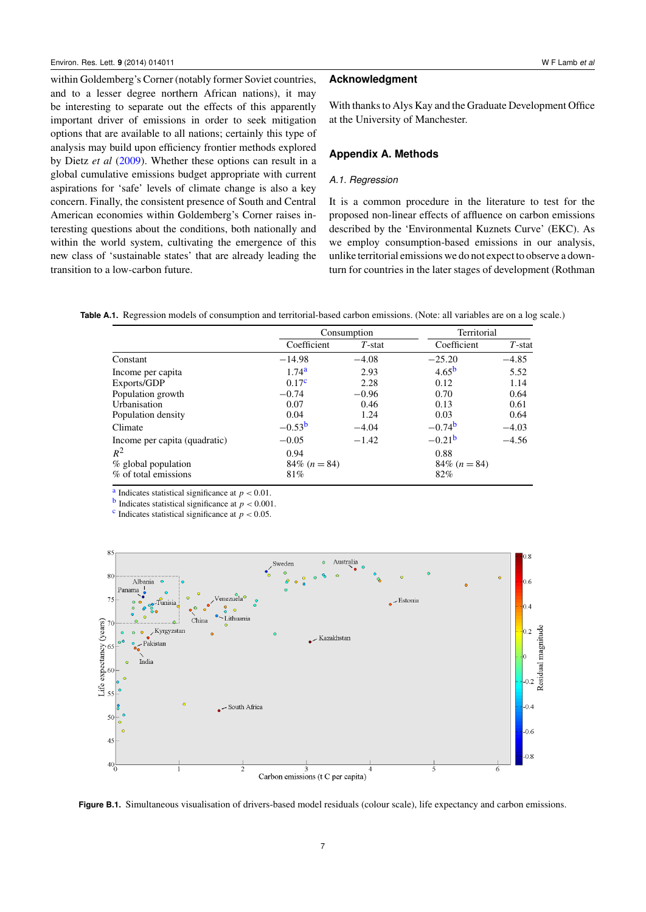within Goldemberg's Corner (notably former Soviet countries, and to a lesser degree northern African nations), it may be interesting to separate out the effects of this apparently important driver of emissions in order to seek mitigation options that are available to all nations; certainly this type of analysis may build upon efficiency frontier methods explored by Dietz *et al* (2009). Whether these options can result in a global cumulative emissions budget appropriate with current aspirations for 'safe' levels of climate change is also a key concern. Finally, the consistent presence of South and Central American economies within Goldemberg's Corner raises interesting questions about the conditions, both nationally and within the world system, cultivating the emergence of this new class of 'sustainable states' that are already leading the transition to a low-carbon future.

## Acknowledgment

With thanks to Alys Kay and the Graduate Development Office at the University of Manchester.

## Appendix A. Methods

### A.1. Regression

It is a common procedure in the literature to test for the proposed non-linear effects of affluence on carbon emissions described by the 'Environmental Kuznets Curve' (EKC). As we employ consumption-based emissions in our analysis, unlike territorial emissions we do not expect to observe a downturn for countries in the later stages of development (Rothman

**Table A.1.** Regression models of consumption and territorial-based carbon emissions. (Note: all variables are on a log scale.)

| | Consumption | | Territorial | |
|---|---|---|---|---|
| | Coefficient | $T$-stat | Coefficient | $T$-stat |
| Constant | −14.98 | −4.08 | −25.20 | −4.85 |
| Income per capita | 1.74[a] | 2.93 | 4.65[b] | 5.52 |
| Exports/GDP | 0.17[c] | 2.28 | 0.12 | 1.14 |
| Population growth | −0.74 | −0.96 | 0.70 | 0.64 |
| Urbanisation | 0.07 | 0.46 | 0.13 | 0.61 |
| Population density | 0.04 | 1.24 | 0.03 | 0.64 |
| Climate | −0.53[b] | −4.04 | −0.74[b] | −4.03 |
| Income per capita (quadratic) | −0.05 | −1.42 | −0.21[b] | −4.56 |
| $R^2$ | 0.94 | | 0.88 | |
| % global population | 84% ($n = 84$) | | 84% ($n = 84$) | |
| % of total emissions | 81% | | 82% | |

[a] Indicates statistical significance at $p < 0.01$.
[b] Indicates statistical significance at $p < 0.001$.
[c] Indicates statistical significance at $p < 0.05$.

**Figure B.1.** Simultaneous visualisation of drivers-based model residuals (colour scale), life expectancy and carbon emissions.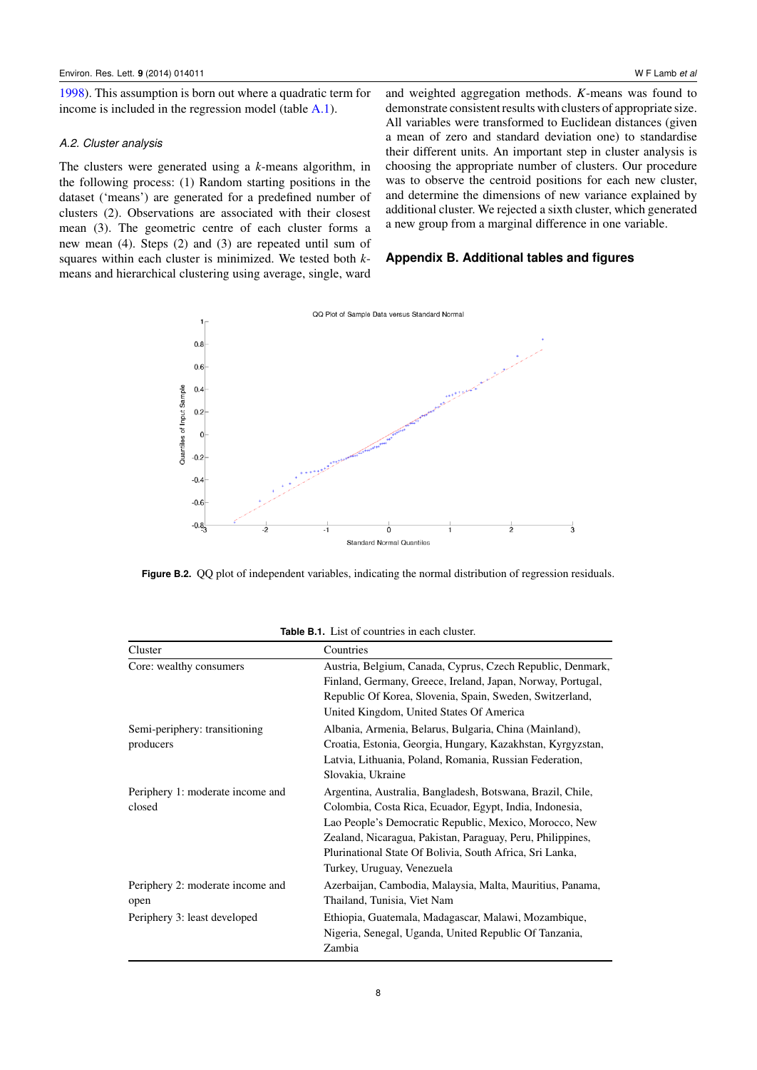1998). This assumption is born out where a quadratic term for income is included in the regression model (table A.1).

### A.2. Cluster analysis

The clusters were generated using a *k*-means algorithm, in the following process: (1) Random starting positions in the dataset ('means') are generated for a predefined number of clusters (2). Observations are associated with their closest mean (3). The geometric centre of each cluster forms a new mean (4). Steps (2) and (3) are repeated until sum of squares within each cluster is minimized. We tested both *k*-means and hierarchical clustering using average, single, ward and weighted aggregation methods. *K*-means was found to demonstrate consistent results with clusters of appropriate size. All variables were transformed to Euclidean distances (given a mean of zero and standard deviation one) to standardise their different units. An important step in cluster analysis is choosing the appropriate number of clusters. Our procedure was to observe the centroid positions for each new cluster, and determine the dimensions of new variance explained by additional cluster. We rejected a sixth cluster, which generated a new group from a marginal difference in one variable.

## Appendix B. Additional tables and figures

**Figure B.2.** QQ plot of independent variables, indicating the normal distribution of regression residuals.

**Table B.1.** List of countries in each cluster.

| Cluster | Countries |
|---|---|
| Core: wealthy consumers | Austria, Belgium, Canada, Cyprus, Czech Republic, Denmark, Finland, Germany, Greece, Ireland, Japan, Norway, Portugal, Republic Of Korea, Slovenia, Spain, Sweden, Switzerland, United Kingdom, United States Of America |
| Semi-periphery: transitioning producers | Albania, Armenia, Belarus, Bulgaria, China (Mainland), Croatia, Estonia, Georgia, Hungary, Kazakhstan, Kyrgyzstan, Latvia, Lithuania, Poland, Romania, Russian Federation, Slovakia, Ukraine |
| Periphery 1: moderate income and closed | Argentina, Australia, Bangladesh, Botswana, Brazil, Chile, Colombia, Costa Rica, Ecuador, Egypt, India, Indonesia, Lao People's Democratic Republic, Mexico, Morocco, New Zealand, Nicaragua, Pakistan, Paraguay, Peru, Philippines, Plurinational State Of Bolivia, South Africa, Sri Lanka, Turkey, Uruguay, Venezuela |
| Periphery 2: moderate income and open | Azerbaijan, Cambodia, Malaysia, Malta, Mauritius, Panama, Thailand, Tunisia, Viet Nam |
| Periphery 3: least developed | Ethiopia, Guatemala, Madagascar, Malawi, Mozambique, Nigeria, Senegal, Uganda, United Republic Of Tanzania, Zambia |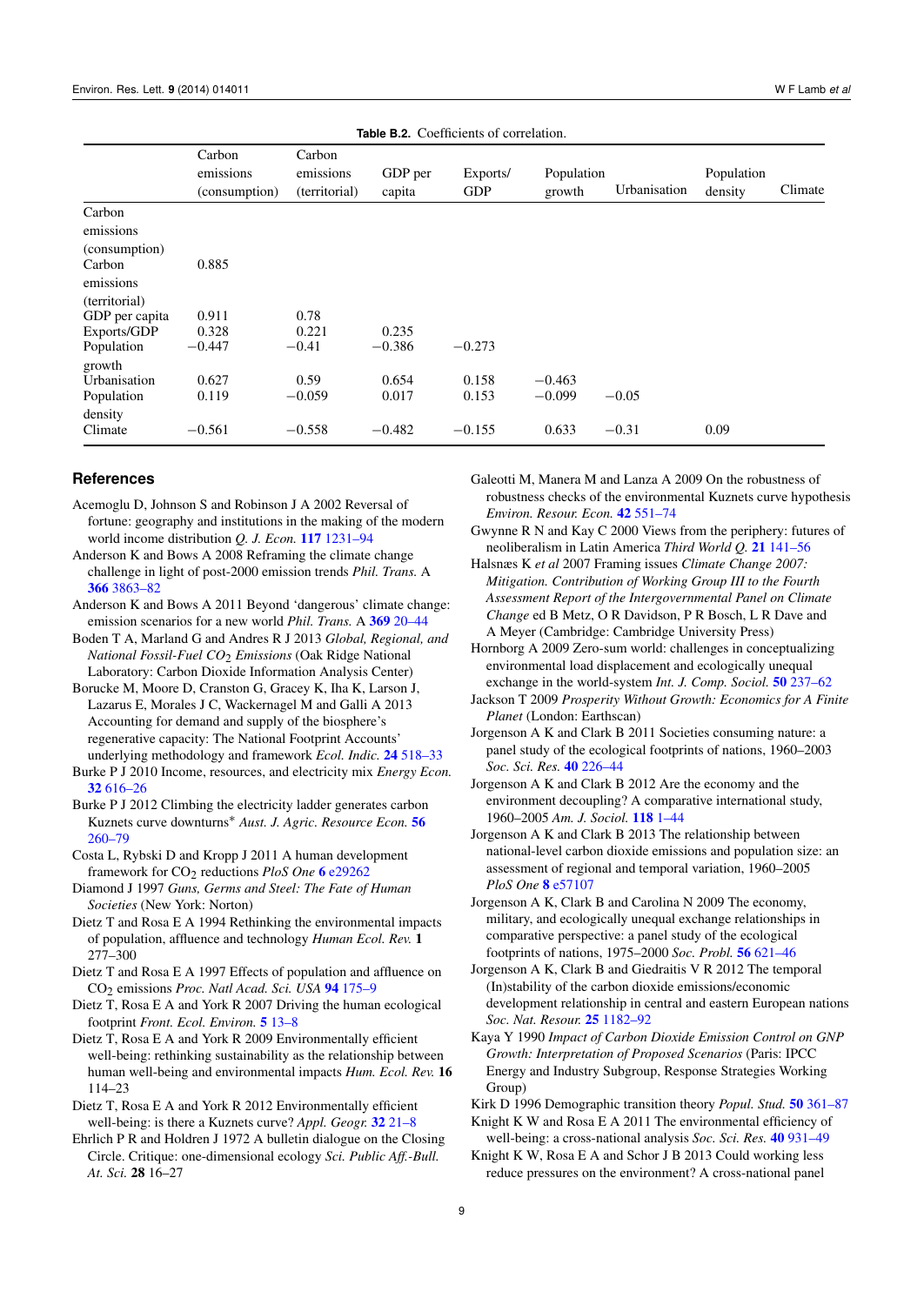**Table B.2.** Coefficients of correlation.

| | Carbon emissions (consumption) | Carbon emissions (territorial) | GDP per capita | Exports/ GDP | Population growth | Urbanisation | Population density | Climate |
|---|---|---|---|---|---|---|---|---|
| Carbon emissions (consumption) | | | | | | | | |
| Carbon emissions (territorial) | 0.885 | | | | | | | |
| GDP per capita | 0.911 | 0.78 | | | | | | |
| Exports/GDP | 0.328 | 0.221 | 0.235 | | | | | |
| Population growth | −0.447 | −0.41 | −0.386 | −0.273 | | | | |
| Urbanisation | 0.627 | 0.59 | 0.654 | 0.158 | −0.463 | | | |
| Population density | 0.119 | −0.059 | 0.017 | 0.153 | −0.099 | −0.05 | | |
| Climate | −0.561 | −0.558 | −0.482 | −0.155 | 0.633 | −0.31 | 0.09 | |

## References

Acemoglu D, Johnson S and Robinson J A 2002 Reversal of fortune: geography and institutions in the making of the modern world income distribution *Q. J. Econ.* **117** 1231–94

Anderson K and Bows A 2008 Reframing the climate change challenge in light of post-2000 emission trends *Phil. Trans.* A **366** 3863–82

Anderson K and Bows A 2011 Beyond 'dangerous' climate change: emission scenarios for a new world *Phil. Trans.* A **369** 20–44

Boden T A, Marland G and Andres R J 2013 *Global, Regional, and National Fossil-Fuel $CO_2$ Emissions* (Oak Ridge National Laboratory: Carbon Dioxide Information Analysis Center)

Borucke M, Moore D, Cranston G, Gracey K, Iha K, Larson J, Lazarus E, Morales J C, Wackernagel M and Galli A 2013 Accounting for demand and supply of the biosphere's regenerative capacity: The National Footprint Accounts' underlying methodology and framework *Ecol. Indic.* **24** 518–33

Burke P J 2010 Income, resources, and electricity mix *Energy Econ.* **32** 616–26

Burke P J 2012 Climbing the electricity ladder generates carbon Kuznets curve downturns* *Aust. J. Agric. Resource Econ.* **56** 260–79

Costa L, Rybski D and Kropp J 2011 A human development framework for $CO_2$ reductions *PloS One* **6** e29262

Diamond J 1997 *Guns, Germs and Steel: The Fate of Human Societies* (New York: Norton)

Dietz T and Rosa E A 1994 Rethinking the environmental impacts of population, affluence and technology *Human Ecol. Rev.* **1** 277–300

Dietz T and Rosa E A 1997 Effects of population and affluence on $CO_2$ emissions *Proc. Natl Acad. Sci. USA* **94** 175–9

Dietz T, Rosa E A and York R 2007 Driving the human ecological footprint *Front. Ecol. Environ.* **5** 13–8

Dietz T, Rosa E A and York R 2009 Environmentally efficient well-being: rethinking sustainability as the relationship between human well-being and environmental impacts *Hum. Ecol. Rev.* **16** 114–23

Dietz T, Rosa E A and York R 2012 Environmentally efficient well-being: is there a Kuznets curve? *Appl. Geogr.* **32** 21–8

Ehrlich P R and Holdren J 1972 A bulletin dialogue on the Closing Circle. Critique: one-dimensional ecology *Sci. Public Aff.-Bull. At. Sci.* **28** 16–27

Galeotti M, Manera M and Lanza A 2009 On the robustness of robustness checks of the environmental Kuznets curve hypothesis *Environ. Resour. Econ.* **42** 551–74

Gwynne R N and Kay C 2000 Views from the periphery: futures of neoliberalism in Latin America *Third World Q.* **21** 141–56

Halsnæs K *et al* 2007 Framing issues *Climate Change 2007: Mitigation. Contribution of Working Group III to the Fourth Assessment Report of the Intergovernmental Panel on Climate Change* ed B Metz, O R Davidson, P R Bosch, L R Dave and A Meyer (Cambridge: Cambridge University Press)

Hornborg A 2009 Zero-sum world: challenges in conceptualizing environmental load displacement and ecologically unequal exchange in the world-system *Int. J. Comp. Sociol.* **50** 237–62

Jackson T 2009 *Prosperity Without Growth: Economics for A Finite Planet* (London: Earthscan)

Jorgenson A K and Clark B 2011 Societies consuming nature: a panel study of the ecological footprints of nations, 1960–2003 *Soc. Sci. Res.* **40** 226–44

Jorgenson A K and Clark B 2012 Are the economy and the environment decoupling? A comparative international study, 1960–2005 *Am. J. Sociol.* **118** 1–44

Jorgenson A K and Clark B 2013 The relationship between national-level carbon dioxide emissions and population size: an assessment of regional and temporal variation, 1960–2005 *PloS One* **8** e57107

Jorgenson A K, Clark B and Carolina N 2009 The economy, military, and ecologically unequal exchange relationships in comparative perspective: a panel study of the ecological footprints of nations, 1975–2000 *Soc. Probl.* **56** 621–46

Jorgenson A K, Clark B and Giedraitis V R 2012 The temporal (In)stability of the carbon dioxide emissions/economic development relationship in central and eastern European nations *Soc. Nat. Resour.* **25** 1182–92

Kaya Y 1990 *Impact of Carbon Dioxide Emission Control on GNP Growth: Interpretation of Proposed Scenarios* (Paris: IPCC Energy and Industry Subgroup, Response Strategies Working Group)

Kirk D 1996 Demographic transition theory *Popul. Stud.* **50** 361–87

Knight K W and Rosa E A 2011 The environmental efficiency of well-being: a cross-national analysis *Soc. Sci. Res.* **40** 931–49

Knight K W, Rosa E A and Schor J B 2013 Could working less reduce pressures on the environment? A cross-national panel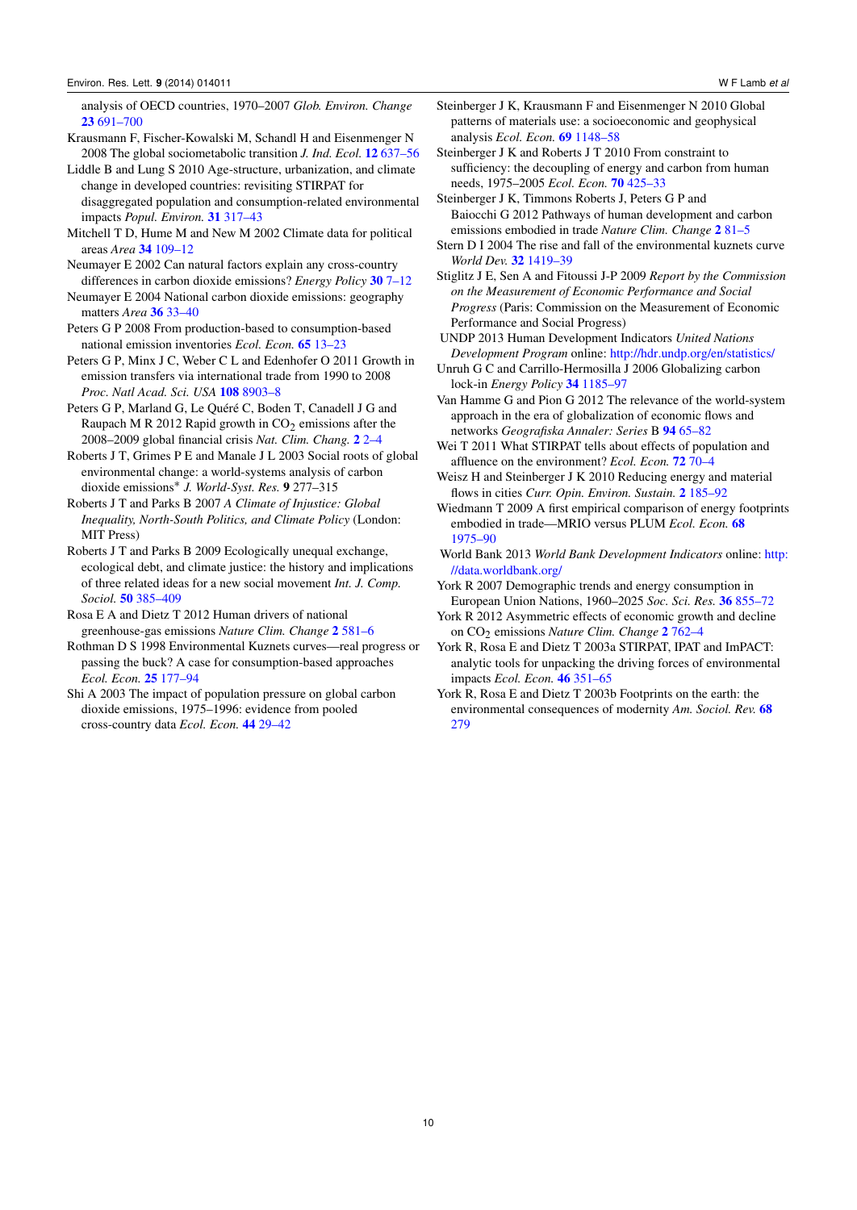analysis of OECD countries, 1970–2007 *Glob. Environ. Change* **23** 691–700

Krausmann F, Fischer-Kowalski M, Schandl H and Eisenmenger N 2008 The global sociometabolic transition *J. Ind. Ecol.* **12** 637–56

Liddle B and Lung S 2010 Age-structure, urbanization, and climate change in developed countries: revisiting STIRPAT for disaggregated population and consumption-related environmental impacts *Popul. Environ.* **31** 317–43

Mitchell T D, Hume M and New M 2002 Climate data for political areas *Area* **34** 109–12

Neumayer E 2002 Can natural factors explain any cross-country differences in carbon dioxide emissions? *Energy Policy* **30** 7–12

Neumayer E 2004 National carbon dioxide emissions: geography matters *Area* **36** 33–40

Peters G P 2008 From production-based to consumption-based national emission inventories *Ecol. Econ.* **65** 13–23

Peters G P, Minx J C, Weber C L and Edenhofer O 2011 Growth in emission transfers via international trade from 1990 to 2008 *Proc. Natl Acad. Sci. USA* **108** 8903–8

Peters G P, Marland G, Le Quéré C, Boden T, Canadell J G and Raupach M R 2012 Rapid growth in $CO_2$ emissions after the 2008–2009 global financial crisis *Nat. Clim. Chang.* **2** 2–4

Roberts J T, Grimes P E and Manale J L 2003 Social roots of global environmental change: a world-systems analysis of carbon dioxide emissions* *J. World-Syst. Res.* **9** 277–315

Roberts J T and Parks B 2007 *A Climate of Injustice: Global Inequality, North-South Politics, and Climate Policy* (London: MIT Press)

Roberts J T and Parks B 2009 Ecologically unequal exchange, ecological debt, and climate justice: the history and implications of three related ideas for a new social movement *Int. J. Comp. Sociol.* **50** 385–409

Rosa E A and Dietz T 2012 Human drivers of national greenhouse-gas emissions *Nature Clim. Change* **2** 581–6

Rothman D S 1998 Environmental Kuznets curves—real progress or passing the buck? A case for consumption-based approaches *Ecol. Econ.* **25** 177–94

Shi A 2003 The impact of population pressure on global carbon dioxide emissions, 1975–1996: evidence from pooled cross-country data *Ecol. Econ.* **44** 29–42

Steinberger J K, Krausmann F and Eisenmenger N 2010 Global patterns of materials use: a socioeconomic and geophysical analysis *Ecol. Econ.* **69** 1148–58

Steinberger J K and Roberts J T 2010 From constraint to sufficiency: the decoupling of energy and carbon from human needs, 1975–2005 *Ecol. Econ.* **70** 425–33

Steinberger J K, Timmons Roberts J, Peters G P and Baiocchi G 2012 Pathways of human development and carbon emissions embodied in trade *Nature Clim. Change* **2** 81–5

Stern D I 2004 The rise and fall of the environmental kuznets curve *World Dev.* **32** 1419–39

Stiglitz J E, Sen A and Fitoussi J-P 2009 *Report by the Commission on the Measurement of Economic Performance and Social Progress* (Paris: Commission on the Measurement of Economic Performance and Social Progress)

UNDP 2013 Human Development Indicators *United Nations Development Program* online: http://hdr.undp.org/en/statistics/

Unruh G C and Carrillo-Hermosilla J 2006 Globalizing carbon lock-in *Energy Policy* **34** 1185–97

Van Hamme G and Pion G 2012 The relevance of the world-system approach in the era of globalization of economic flows and networks *Geografiska Annaler: Series B* **94** 65–82

Wei T 2011 What STIRPAT tells about effects of population and affluence on the environment? *Ecol. Econ.* **72** 70–4

Weisz H and Steinberger J K 2010 Reducing energy and material flows in cities *Curr. Opin. Environ. Sustain.* **2** 185–92

Wiedmann T 2009 A first empirical comparison of energy footprints embodied in trade—MRIO versus PLUM *Ecol. Econ.* **68** 1975–90

World Bank 2013 *World Bank Development Indicators* online: http://data.worldbank.org/

York R 2007 Demographic trends and energy consumption in European Union Nations, 1960–2025 *Soc. Sci. Res.* **36** 855–72

York R 2012 Asymmetric effects of economic growth and decline on $CO_2$ emissions *Nature Clim. Change* **2** 762–4

York R, Rosa E and Dietz T 2003a STIRPAT, IPAT and ImPACT: analytic tools for unpacking the driving forces of environmental impacts *Ecol. Econ.* **46** 351–65

York R, Rosa E and Dietz T 2003b Footprints on the earth: the environmental consequences of modernity *Am. Sociol. Rev.* **68** 279